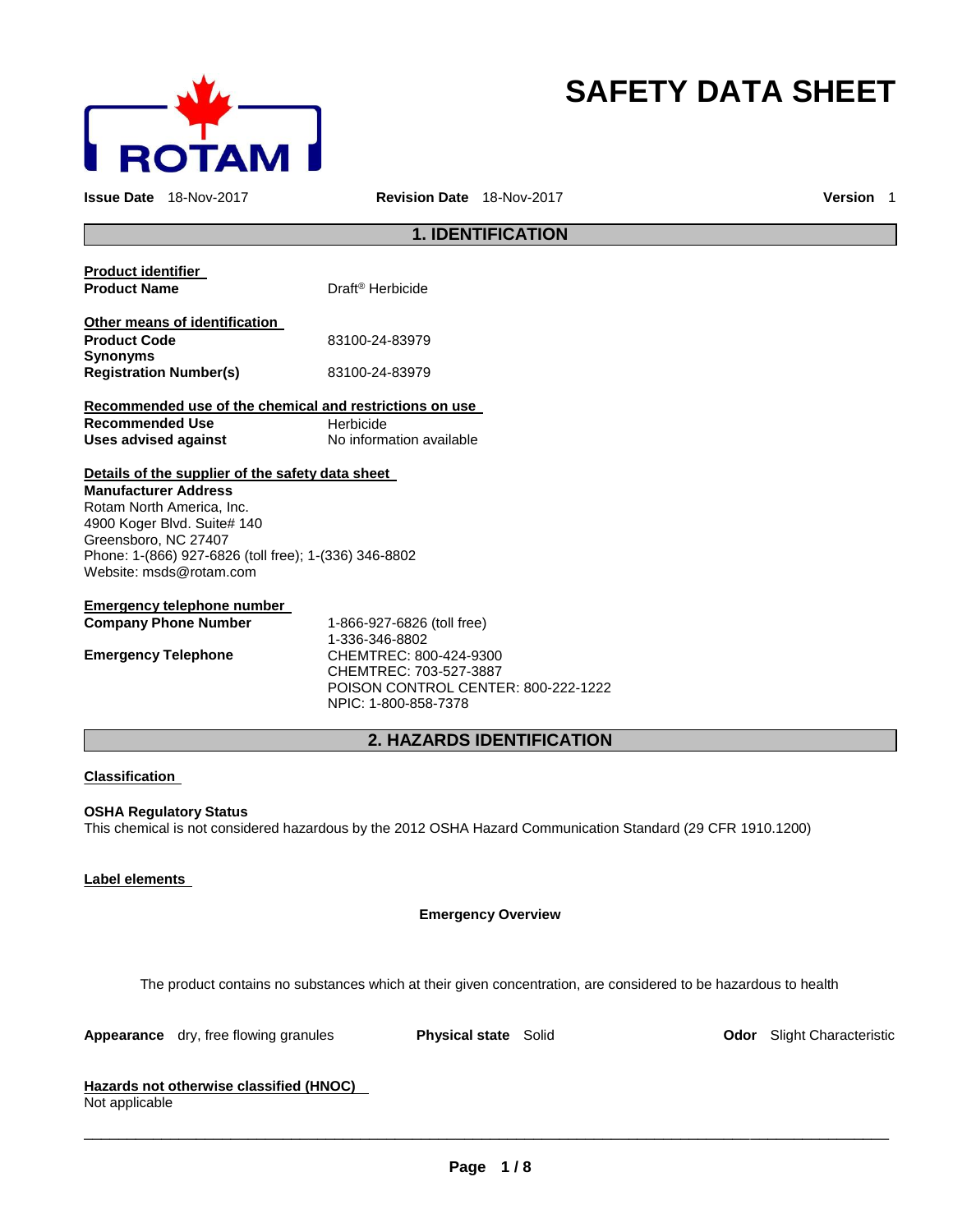# SAFETY DATA SHEET

**Issue Date** 18-Nov-2017 **Revision Date** 18-Nov-2017 **Version** 1

## 1. IDENTIFICATION

**Product identifier**

| | |
|---|---|
| **Product Name** | Draft® Herbicide |

**Other means of identification**

| | |
|---|---|
| **Product Code** | 83100-24-83979 |
| **Synonyms** | |
| **Registration Number(s)** | 83100-24-83979 |

**Recommended use of the chemical and restrictions on use**

| | |
|---|---|
| **Recommended Use** | Herbicide |
| **Uses advised against** | No information available |

**Details of the supplier of the safety data sheet**

**Manufacturer Address**
Rotam North America, Inc.
4900 Koger Blvd. Suite# 140
Greensboro, NC 27407
Phone: 1-(866) 927-6826 (toll free); 1-(336) 346-8802
Website: msds@rotam.com

**Emergency telephone number**

| | |
|---|---|
| **Company Phone Number** | 1-866-927-6826 (toll free)<br>1-336-346-8802 |
| **Emergency Telephone** | CHEMTREC: 800-424-9300<br>CHEMTREC: 703-527-3887<br>POISON CONTROL CENTER: 800-222-1222<br>NPIC: 1-800-858-7378 |

## 2. HAZARDS IDENTIFICATION

**Classification**

**OSHA Regulatory Status**
This chemical is not considered hazardous by the 2012 OSHA Hazard Communication Standard (29 CFR 1910.1200)

**Label elements**

**Emergency Overview**

The product contains no substances which at their given concentration, are considered to be hazardous to health

**Appearance** dry, free flowing granules **Physical state** Solid **Odor** Slight Characteristic

**Hazards not otherwise classified (HNOC)**
Not applicable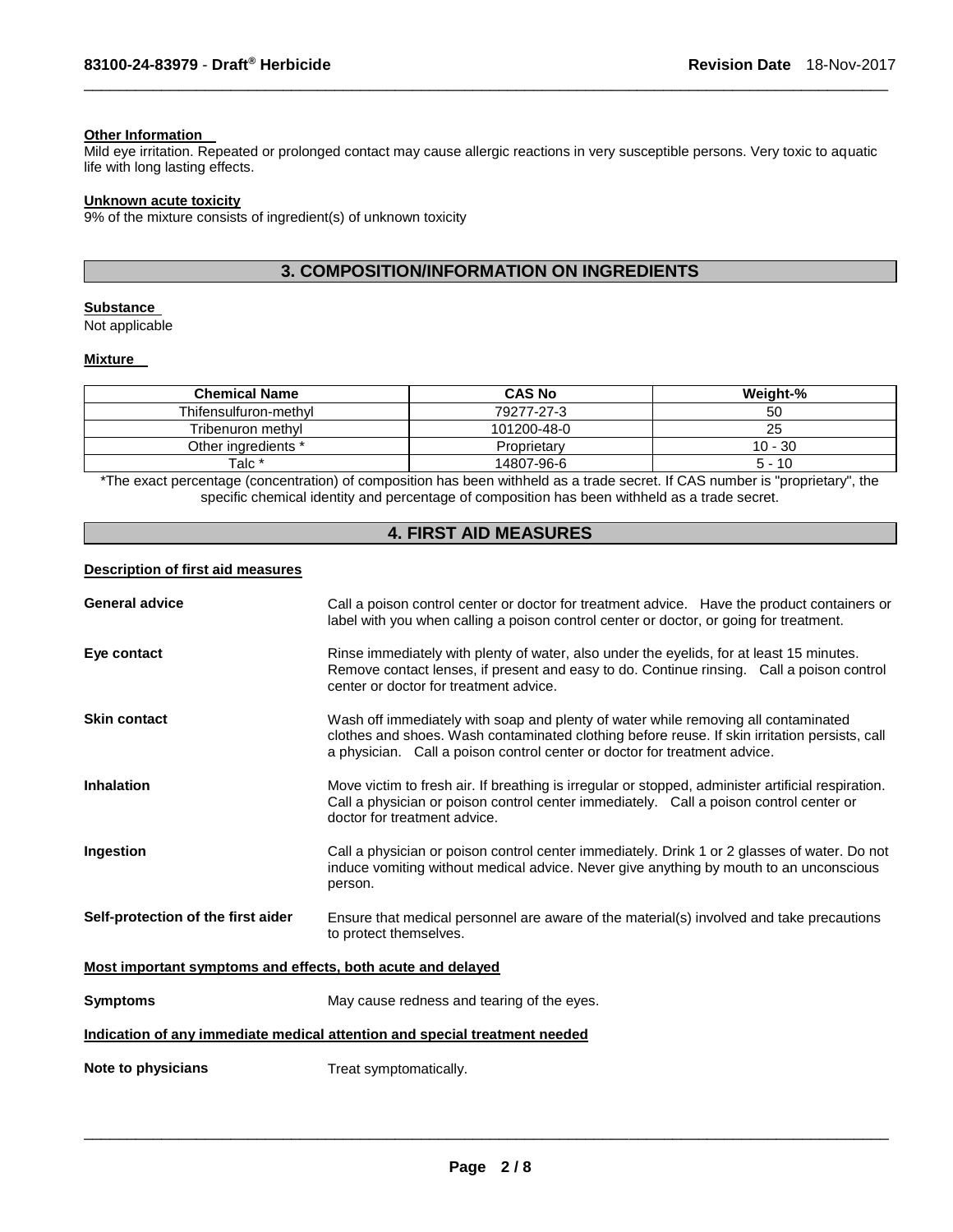**Other Information**

Mild eye irritation. Repeated or prolonged contact may cause allergic reactions in very susceptible persons. Very toxic to aquatic life with long lasting effects.

**Unknown acute toxicity**

9% of the mixture consists of ingredient(s) of unknown toxicity

## 3. COMPOSITION/INFORMATION ON INGREDIENTS

**Substance**

Not applicable

**Mixture**

| Chemical Name | CAS No | Weight-% |
|---|---|---|
| Thifensulfuron-methyl | 79277-27-3 | 50 |
| Tribenuron methyl | 101200-48-0 | 25 |
| Other ingredients * | Proprietary | 10 - 30 |
| Talc * | 14807-96-6 | 5 - 10 |

*The exact percentage (concentration) of composition has been withheld as a trade secret. If CAS number is "proprietary", the specific chemical identity and percentage of composition has been withheld as a trade secret.

## 4. FIRST AID MEASURES

**Description of first aid measures**

**General advice** — Call a poison control center or doctor for treatment advice. Have the product containers or label with you when calling a poison control center or doctor, or going for treatment.

**Eye contact** — Rinse immediately with plenty of water, also under the eyelids, for at least 15 minutes. Remove contact lenses, if present and easy to do. Continue rinsing. Call a poison control center or doctor for treatment advice.

**Skin contact** — Wash off immediately with soap and plenty of water while removing all contaminated clothes and shoes. Wash contaminated clothing before reuse. If skin irritation persists, call a physician. Call a poison control center or doctor for treatment advice.

**Inhalation** — Move victim to fresh air. If breathing is irregular or stopped, administer artificial respiration. Call a physician or poison control center immediately. Call a poison control center or doctor for treatment advice.

**Ingestion** — Call a physician or poison control center immediately. Drink 1 or 2 glasses of water. Do not induce vomiting without medical advice. Never give anything by mouth to an unconscious person.

**Self-protection of the first aider** — Ensure that medical personnel are aware of the material(s) involved and take precautions to protect themselves.

**Most important symptoms and effects, both acute and delayed**

**Symptoms** — May cause redness and tearing of the eyes.

**Indication of any immediate medical attention and special treatment needed**

**Note to physicians** — Treat symptomatically.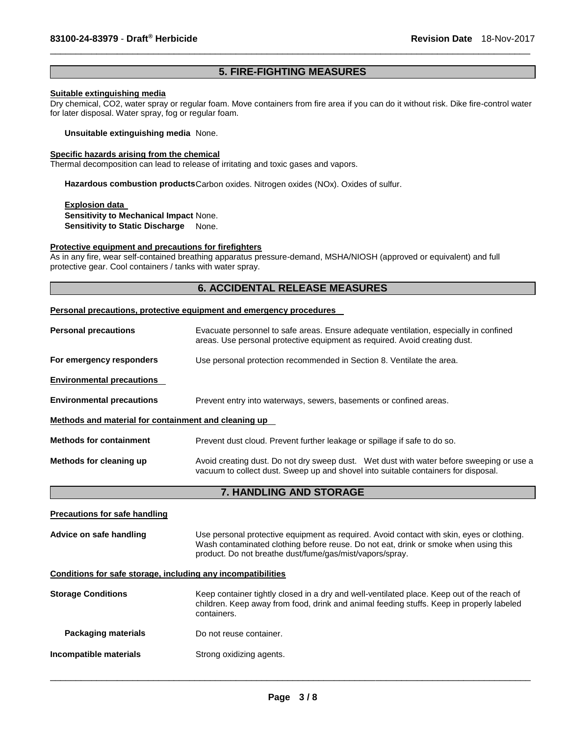## 5. FIRE-FIGHTING MEASURES

**Suitable extinguishing media**

Dry chemical, $CO_2$, water spray or regular foam. Move containers from fire area if you can do it without risk. Dike fire-control water for later disposal. Water spray, fog or regular foam.

**Unsuitable extinguishing media** None.

**Specific hazards arising from the chemical**

Thermal decomposition can lead to release of irritating and toxic gases and vapors.

**Hazardous combustion products** Carbon oxides. Nitrogen oxides (NOx). Oxides of sulfur.

**Explosion data**

**Sensitivity to Mechanical Impact** None.

**Sensitivity to Static Discharge** None.

**Protective equipment and precautions for firefighters**

As in any fire, wear self-contained breathing apparatus pressure-demand, MSHA/NIOSH (approved or equivalent) and full protective gear. Cool containers / tanks with water spray.

## 6. ACCIDENTAL RELEASE MEASURES

**Personal precautions, protective equipment and emergency procedures**

**Personal precautions** Evacuate personnel to safe areas. Ensure adequate ventilation, especially in confined areas. Use personal protective equipment as required. Avoid creating dust.

**For emergency responders** Use personal protection recommended in Section 8. Ventilate the area.

**Environmental precautions**

**Environmental precautions** Prevent entry into waterways, sewers, basements or confined areas.

**Methods and material for containment and cleaning up**

**Methods for containment** Prevent dust cloud. Prevent further leakage or spillage if safe to do so.

**Methods for cleaning up** Avoid creating dust. Do not dry sweep dust. Wet dust with water before sweeping or use a vacuum to collect dust. Sweep up and shovel into suitable containers for disposal.

## 7. HANDLING AND STORAGE

**Precautions for safe handling**

**Advice on safe handling** Use personal protective equipment as required. Avoid contact with skin, eyes or clothing. Wash contaminated clothing before reuse. Do not eat, drink or smoke when using this product. Do not breathe dust/fume/gas/mist/vapors/spray.

**Conditions for safe storage, including any incompatibilities**

**Storage Conditions** Keep container tightly closed in a dry and well-ventilated place. Keep out of the reach of children. Keep away from food, drink and animal feeding stuffs. Keep in properly labeled containers.

**Packaging materials** Do not reuse container.

**Incompatible materials** Strong oxidizing agents.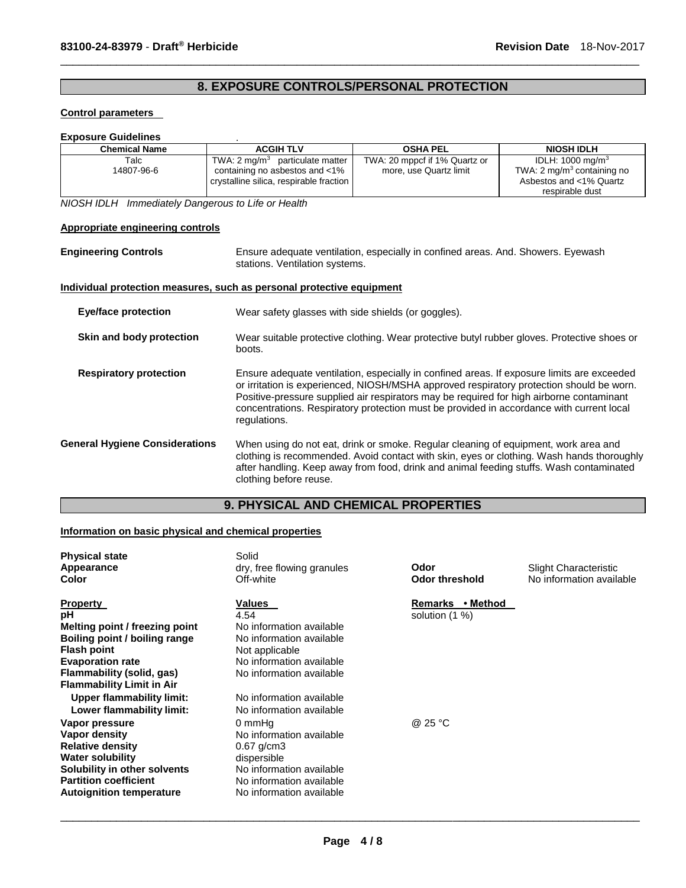## 8. EXPOSURE CONTROLS/PERSONAL PROTECTION

**Control parameters**

**Exposure Guidelines** .

| Chemical Name | ACGIH TLV | OSHA PEL | NIOSH IDLH |
|---|---|---|---|
| Talc<br>14807-96-6 | TWA: 2 $mg/m^3$ particulate matter containing no asbestos and <1% crystalline silica, respirable fraction | TWA: 20 mppcf if 1% Quartz or more, use Quartz limit | IDLH: 1000 $mg/m^3$<br>TWA: 2 $mg/m^3$ containing no Asbestos and <1% Quartz respirable dust |

*NIOSH IDLH Immediately Dangerous to Life or Health*

**Appropriate engineering controls**

**Engineering Controls** Ensure adequate ventilation, especially in confined areas. And. Showers. Eyewash stations. Ventilation systems.

**Individual protection measures, such as personal protective equipment**

**Eye/face protection** Wear safety glasses with side shields (or goggles).

**Skin and body protection** Wear suitable protective clothing. Wear protective butyl rubber gloves. Protective shoes or boots.

**Respiratory protection** Ensure adequate ventilation, especially in confined areas. If exposure limits are exceeded or irritation is experienced, NIOSH/MSHA approved respiratory protection should be worn. Positive-pressure supplied air respirators may be required for high airborne contaminant concentrations. Respiratory protection must be provided in accordance with current local regulations.

**General Hygiene Considerations** When using do not eat, drink or smoke. Regular cleaning of equipment, work area and clothing is recommended. Avoid contact with skin, eyes or clothing. Wash hands thoroughly after handling. Keep away from food, drink and animal feeding stuffs. Wash contaminated clothing before reuse.

## 9. PHYSICAL AND CHEMICAL PROPERTIES

**Information on basic physical and chemical properties**

**Physical state** Solid
**Appearance** dry, free flowing granules
**Color** Off-white
**Odor** Slight Characteristic
**Odor threshold** No information available

| Property | Values | Remarks • Method |
|---|---|---|
| **pH** | 4.54 | solution (1 %) |
| **Melting point / freezing point** | No information available | |
| **Boiling point / boiling range** | No information available | |
| **Flash point** | Not applicable | |
| **Evaporation rate** | No information available | |
| **Flammability (solid, gas)** | No information available | |
| **Flammability Limit in Air** | | |
| **Upper flammability limit:** | No information available | |
| **Lower flammability limit:** | No information available | |
| **Vapor pressure** | 0 mmHg | @ 25 °C |
| **Vapor density** | No information available | |
| **Relative density** | 0.67 g/cm3 | |
| **Water solubility** | dispersible | |
| **Solubility in other solvents** | No information available | |
| **Partition coefficient** | No information available | |
| **Autoignition temperature** | No information available | |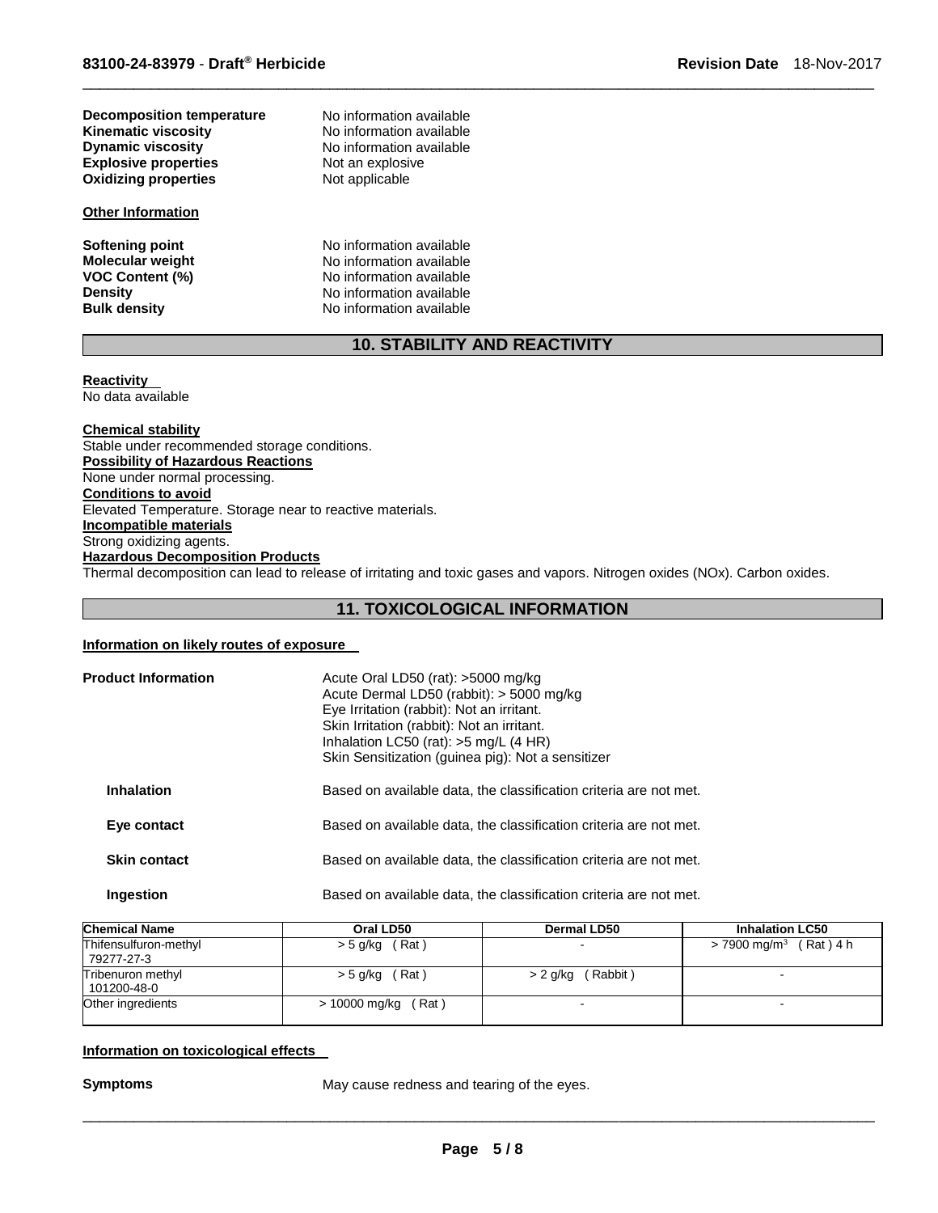| | |
|---|---|
| **Decomposition temperature** | No information available |
| **Kinematic viscosity** | No information available |
| **Dynamic viscosity** | No information available |
| **Explosive properties** | Not an explosive |
| **Oxidizing properties** | Not applicable |

**Other Information**

| | |
|---|---|
| **Softening point** | No information available |
| **Molecular weight** | No information available |
| **VOC Content (%)** | No information available |
| **Density** | No information available |
| **Bulk density** | No information available |

## 10. STABILITY AND REACTIVITY

**Reactivity**
No data available

**Chemical stability**
Stable under recommended storage conditions.

**Possibility of Hazardous Reactions**
None under normal processing.

**Conditions to avoid**
Elevated Temperature. Storage near to reactive materials.

**Incompatible materials**
Strong oxidizing agents.

**Hazardous Decomposition Products**
Thermal decomposition can lead to release of irritating and toxic gases and vapors. Nitrogen oxides (NOx). Carbon oxides.

## 11. TOXICOLOGICAL INFORMATION

**Information on likely routes of exposure**

**Product Information**
Acute Oral LD50 (rat): >5000 mg/kg
Acute Dermal LD50 (rabbit): > 5000 mg/kg
Eye Irritation (rabbit): Not an irritant.
Skin Irritation (rabbit): Not an irritant.
Inhalation LC50 (rat): >5 mg/L (4 HR)
Skin Sensitization (guinea pig): Not a sensitizer

| | |
|---|---|
| **Inhalation** | Based on available data, the classification criteria are not met. |
| **Eye contact** | Based on available data, the classification criteria are not met. |
| **Skin contact** | Based on available data, the classification criteria are not met. |
| **Ingestion** | Based on available data, the classification criteria are not met. |

| Chemical Name | Oral LD50 | Dermal LD50 | Inhalation LC50 |
|---|---|---|---|
| Thifensulfuron-methyl 79277-27-3 | > 5 g/kg ( Rat ) | - | > 7900 mg/m$^3$ ( Rat ) 4 h |
| Tribenuron methyl 101200-48-0 | > 5 g/kg ( Rat ) | > 2 g/kg ( Rabbit ) | - |
| Other ingredients | > 10000 mg/kg ( Rat ) | - | - |

**Information on toxicological effects**

**Symptoms** May cause redness and tearing of the eyes.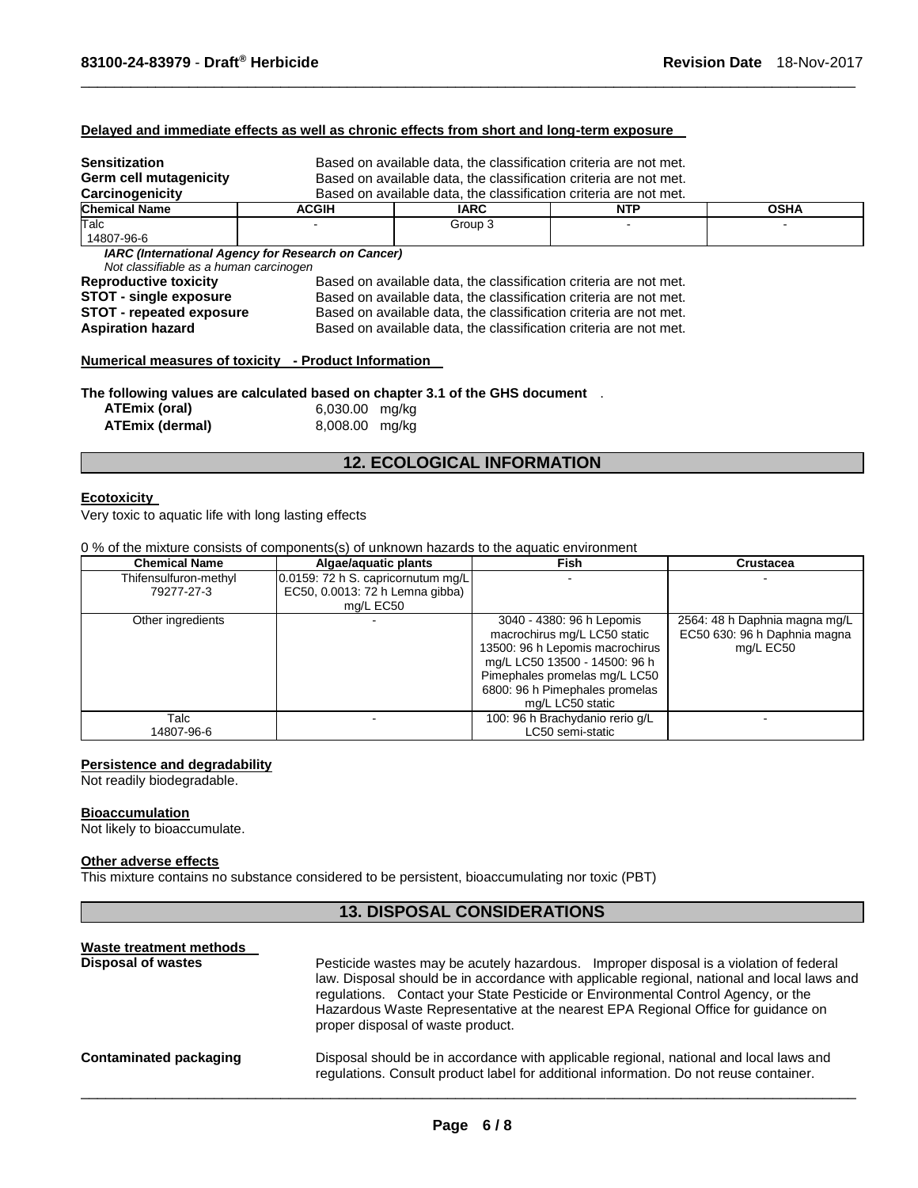**Delayed and immediate effects as well as chronic effects from short and long-term exposure**

**Sensitization** Based on available data, the classification criteria are not met.
**Germ cell mutagenicity** Based on available data, the classification criteria are not met.
**Carcinogenicity** Based on available data, the classification criteria are not met.

| Chemical Name | ACGIH | IARC | NTP | OSHA |
|---|---|---|---|---|
| Talc<br>14807-96-6 | - | Group 3 | - | - |

***IARC (International Agency for Research on Cancer)***
*Not classifiable as a human carcinogen*

**Reproductive toxicity** Based on available data, the classification criteria are not met.
**STOT - single exposure** Based on available data, the classification criteria are not met.
**STOT - repeated exposure** Based on available data, the classification criteria are not met.
**Aspiration hazard** Based on available data, the classification criteria are not met.

**Numerical measures of toxicity - Product Information**

**The following values are calculated based on chapter 3.1 of the GHS document** .

**ATEmix (oral)** 6,030.00 mg/kg
**ATEmix (dermal)** 8,008.00 mg/kg

## 12. ECOLOGICAL INFORMATION

**Ecotoxicity**

Very toxic to aquatic life with long lasting effects

0 % of the mixture consists of components(s) of unknown hazards to the aquatic environment

| Chemical Name | Algae/aquatic plants | Fish | Crustacea |
|---|---|---|---|
| Thifensulfuron-methyl<br>79277-27-3 | 0.0159: 72 h S. capricornutum mg/L EC50, 0.0013: 72 h Lemna gibba) mg/L EC50 | - | - |
| Other ingredients | - | 3040 - 4380: 96 h Lepomis macrochirus mg/L LC50 static 13500: 96 h Lepomis macrochirus mg/L LC50 13500 - 14500: 96 h Pimephales promelas mg/L LC50 6800: 96 h Pimephales promelas mg/L LC50 static | 2564: 48 h Daphnia magna mg/L EC50 630: 96 h Daphnia magna mg/L EC50 |
| Talc<br>14807-96-6 | - | 100: 96 h Brachydanio rerio g/L LC50 semi-static | - |

**Persistence and degradability**

Not readily biodegradable.

**Bioaccumulation**

Not likely to bioaccumulate.

**Other adverse effects**

This mixture contains no substance considered to be persistent, bioaccumulating nor toxic (PBT)

## 13. DISPOSAL CONSIDERATIONS

**Waste treatment methods**

**Disposal of wastes** Pesticide wastes may be acutely hazardous. Improper disposal is a violation of federal law. Disposal should be in accordance with applicable regional, national and local laws and regulations. Contact your State Pesticide or Environmental Control Agency, or the Hazardous Waste Representative at the nearest EPA Regional Office for guidance on proper disposal of waste product.

**Contaminated packaging** Disposal should be in accordance with applicable regional, national and local laws and regulations. Consult product label for additional information. Do not reuse container.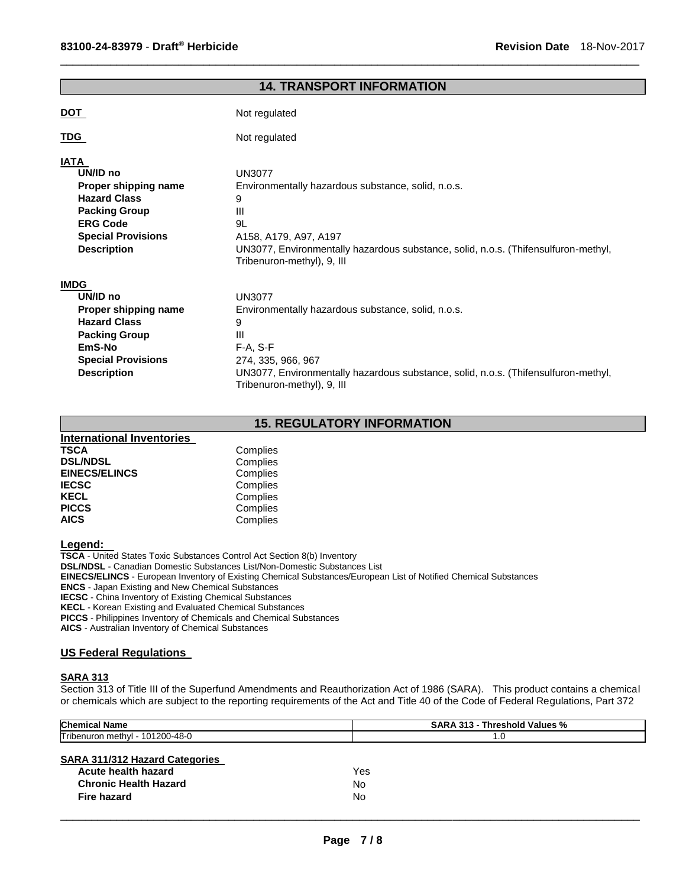## 14. TRANSPORT INFORMATION

**DOT** Not regulated

**TDG** Not regulated

**IATA**

| | |
|---|---|
| **UN/ID no** | UN3077 |
| **Proper shipping name** | Environmentally hazardous substance, solid, n.o.s. |
| **Hazard Class** | 9 |
| **Packing Group** | III |
| **ERG Code** | 9L |
| **Special Provisions** | A158, A179, A97, A197 |
| **Description** | UN3077, Environmentally hazardous substance, solid, n.o.s. (Thifensulfuron-methyl, Tribenuron-methyl), 9, III |

**IMDG**

| | |
|---|---|
| **UN/ID no** | UN3077 |
| **Proper shipping name** | Environmentally hazardous substance, solid, n.o.s. |
| **Hazard Class** | 9 |
| **Packing Group** | III |
| **EmS-No** | F-A, S-F |
| **Special Provisions** | 274, 335, 966, 967 |
| **Description** | UN3077, Environmentally hazardous substance, solid, n.o.s. (Thifensulfuron-methyl, Tribenuron-methyl), 9, III |

## 15. REGULATORY INFORMATION

**International Inventories**

| | |
|---|---|
| **TSCA** | Complies |
| **DSL/NDSL** | Complies |
| **EINECS/ELINCS** | Complies |
| **IECSC** | Complies |
| **KECL** | Complies |
| **PICCS** | Complies |
| **AICS** | Complies |

**Legend:**

**TSCA** - United States Toxic Substances Control Act Section 8(b) Inventory
**DSL/NDSL** - Canadian Domestic Substances List/Non-Domestic Substances List
**EINECS/ELINCS** - European Inventory of Existing Chemical Substances/European List of Notified Chemical Substances
**ENCS** - Japan Existing and New Chemical Substances
**IECSC** - China Inventory of Existing Chemical Substances
**KECL** - Korean Existing and Evaluated Chemical Substances
**PICCS** - Philippines Inventory of Chemicals and Chemical Substances
**AICS** - Australian Inventory of Chemical Substances

### US Federal Regulations

**SARA 313**

Section 313 of Title III of the Superfund Amendments and Reauthorization Act of 1986 (SARA). This product contains a chemical or chemicals which are subject to the reporting requirements of the Act and Title 40 of the Code of Federal Regulations, Part 372

| Chemical Name | SARA 313 - Threshold Values % |
|---|---|
| Tribenuron methyl - 101200-48-0 | 1.0 |

**SARA 311/312 Hazard Categories**

| | |
|---|---|
| **Acute health hazard** | Yes |
| **Chronic Health Hazard** | No |
| **Fire hazard** | No |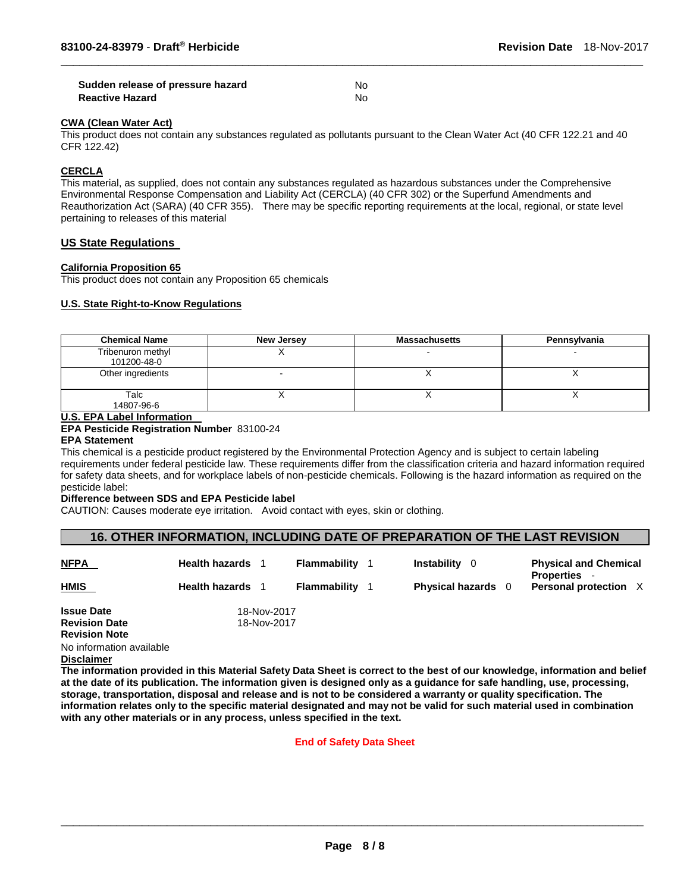| | |
|---|---|
| **Sudden release of pressure hazard** | No |
| **Reactive Hazard** | No |

**CWA (Clean Water Act)**

This product does not contain any substances regulated as pollutants pursuant to the Clean Water Act (40 CFR 122.21 and 40 CFR 122.42)

**CERCLA**

This material, as supplied, does not contain any substances regulated as hazardous substances under the Comprehensive Environmental Response Compensation and Liability Act (CERCLA) (40 CFR 302) or the Superfund Amendments and Reauthorization Act (SARA) (40 CFR 355). There may be specific reporting requirements at the local, regional, or state level pertaining to releases of this material

## US State Regulations

**California Proposition 65**

This product does not contain any Proposition 65 chemicals

**U.S. State Right-to-Know Regulations**

| Chemical Name | New Jersey | Massachusetts | Pennsylvania |
|---|---|---|---|
| Tribenuron methyl 101200-48-0 | X | - | - |
| Other ingredients | - | X | X |
| Talc 14807-96-6 | X | X | X |

**U.S. EPA Label Information**

**EPA Pesticide Registration Number** 83100-24

**EPA Statement**

This chemical is a pesticide product registered by the Environmental Protection Agency and is subject to certain labeling requirements under federal pesticide law. These requirements differ from the classification criteria and hazard information required for safety data sheets, and for workplace labels of non-pesticide chemicals. Following is the hazard information as required on the pesticide label:

**Difference between SDS and EPA Pesticide label**

CAUTION: Causes moderate eye irritation. Avoid contact with eyes, skin or clothing.

## 16. OTHER INFORMATION, INCLUDING DATE OF PREPARATION OF THE LAST REVISION

| | | | | |
|---|---|---|---|---|
| **NFPA** | **Health hazards** 1 | **Flammability** 1 | **Instability** 0 | **Physical and Chemical Properties** - |
| **HMIS** | **Health hazards** 1 | **Flammability** 1 | **Physical hazards** 0 | **Personal protection** X |

| | |
|---|---|
| **Issue Date** | 18-Nov-2017 |
| **Revision Date** | 18-Nov-2017 |
| **Revision Note** | |

No information available

**Disclaimer**

**The information provided in this Material Safety Data Sheet is correct to the best of our knowledge, information and belief at the date of its publication. The information given is designed only as a guidance for safe handling, use, processing, storage, transportation, disposal and release and is not to be considered a warranty or quality specification. The information relates only to the specific material designated and may not be valid for such material used in combination with any other materials or in any process, unless specified in the text.**

**End of Safety Data Sheet**